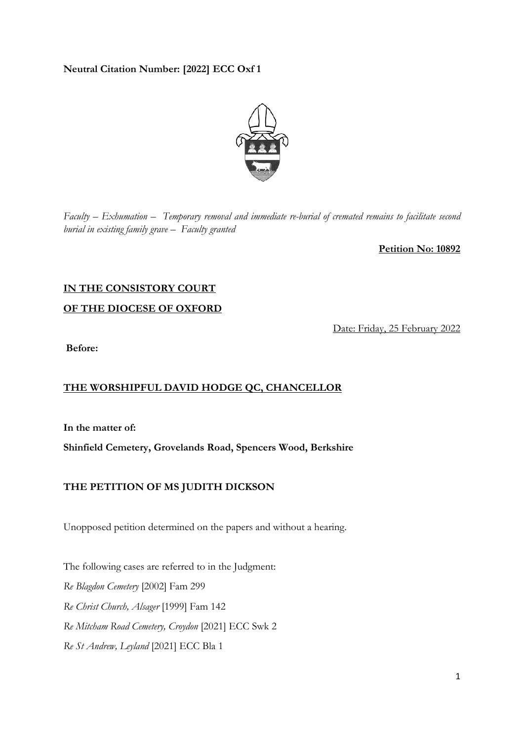**Neutral Citation Number: [2022] ECC Oxf 1**

*Faculty – Exhumation – Temporary removal and immediate re-burial of cremated remains to facilitate second burial in existing family grave – Faculty granted*

**Petition No: 10892**

**IN THE CONSISTORY COURT**

**OF THE DIOCESE OF OXFORD**

Date: Friday, 25 February 2022

**Before:**

**THE WORSHIPFUL DAVID HODGE QC, CHANCELLOR**

**In the matter of:**

**Shinfield Cemetery, Grovelands Road, Spencers Wood, Berkshire**

**THE PETITION OF MS JUDITH DICKSON**

Unopposed petition determined on the papers and without a hearing.

The following cases are referred to in the Judgment:

*Re Blagdon Cemetery* [2002] Fam 299

*Re Christ Church, Alsager* [1999] Fam 142

*Re Mitcham Road Cemetery, Croydon* [2021] ECC Swk 2

*Re St Andrew, Leyland* [2021] ECC Bla 1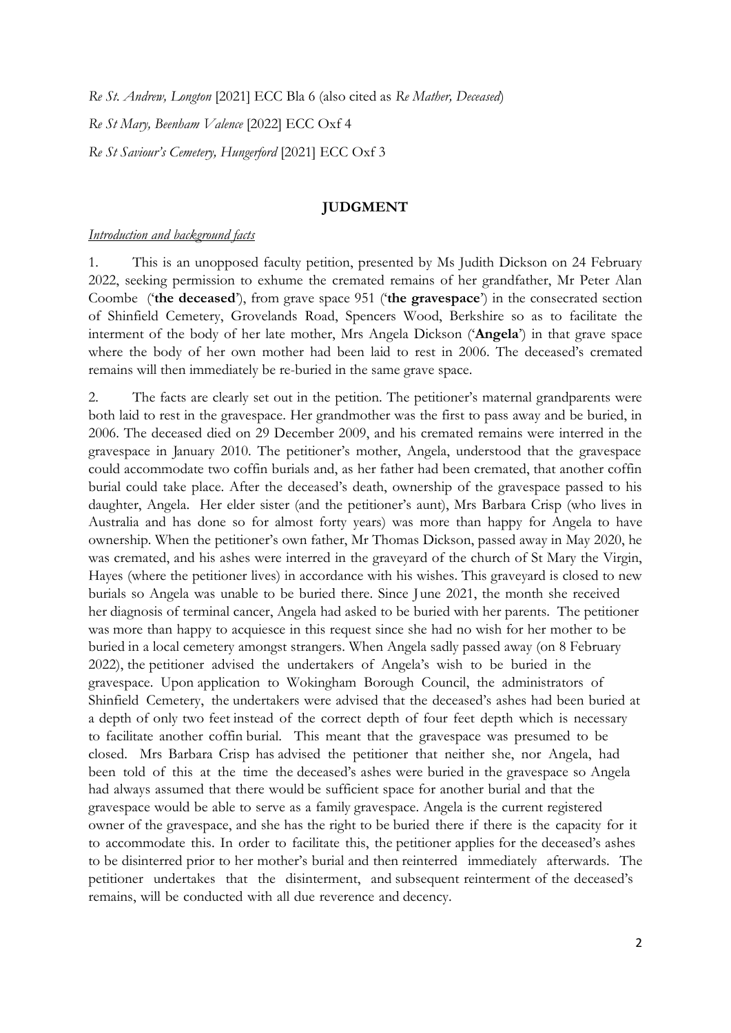*Re St. Andrew, Longton* [2021] ECC Bla 6 (also cited as *Re Mather, Deceased*)

*Re St Mary, Beenham Valence* [2022] ECC Oxf 4

*Re St Saviour's Cemetery, Hungerford* [2021] ECC Oxf 3

## JUDGMENT

### *Introduction and background facts*

1. This is an unopposed faculty petition, presented by Ms Judith Dickson on 24 February 2022, seeking permission to exhume the cremated remains of her grandfather, Mr Peter Alan Coombe ('**the deceased**'), from grave space 951 ('**the gravespace**') in the consecrated section of Shinfield Cemetery, Grovelands Road, Spencers Wood, Berkshire so as to facilitate the interment of the body of her late mother, Mrs Angela Dickson ('**Angela**') in that grave space where the body of her own mother had been laid to rest in 2006. The deceased's cremated remains will then immediately be re-buried in the same grave space.

2. The facts are clearly set out in the petition. The petitioner's maternal grandparents were both laid to rest in the gravespace. Her grandmother was the first to pass away and be buried, in 2006. The deceased died on 29 December 2009, and his cremated remains were interred in the gravespace in January 2010. The petitioner's mother, Angela, understood that the gravespace could accommodate two coffin burials and, as her father had been cremated, that another coffin burial could take place. After the deceased's death, ownership of the gravespace passed to his daughter, Angela. Her elder sister (and the petitioner's aunt), Mrs Barbara Crisp (who lives in Australia and has done so for almost forty years) was more than happy for Angela to have ownership. When the petitioner's own father, Mr Thomas Dickson, passed away in May 2020, he was cremated, and his ashes were interred in the graveyard of the church of St Mary the Virgin, Hayes (where the petitioner lives) in accordance with his wishes. This graveyard is closed to new burials so Angela was unable to be buried there. Since June 2021, the month she received her diagnosis of terminal cancer, Angela had asked to be buried with her parents. The petitioner was more than happy to acquiesce in this request since she had no wish for her mother to be buried in a local cemetery amongst strangers. When Angela sadly passed away (on 8 February 2022), the petitioner advised the undertakers of Angela's wish to be buried in the gravespace. Upon application to Wokingham Borough Council, the administrators of Shinfield Cemetery, the undertakers were advised that the deceased's ashes had been buried at a depth of only two feet instead of the correct depth of four feet depth which is necessary to facilitate another coffin burial. This meant that the gravespace was presumed to be closed. Mrs Barbara Crisp has advised the petitioner that neither she, nor Angela, had been told of this at the time the deceased's ashes were buried in the gravespace so Angela had always assumed that there would be sufficient space for another burial and that the gravespace would be able to serve as a family gravespace. Angela is the current registered owner of the gravespace, and she has the right to be buried there if there is the capacity for it to accommodate this. In order to facilitate this, the petitioner applies for the deceased's ashes to be disinterred prior to her mother's burial and then reinterred immediately afterwards. The petitioner undertakes that the disinterment, and subsequent reinterment of the deceased's remains, will be conducted with all due reverence and decency.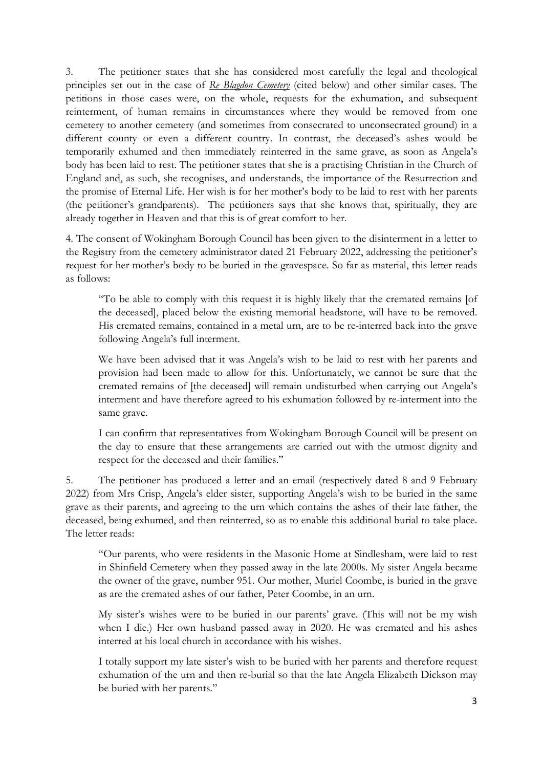3. The petitioner states that she has considered most carefully the legal and theological principles set out in the case of *Re Blagdon Cemetery* (cited below) and other similar cases. The petitions in those cases were, on the whole, requests for the exhumation, and subsequent reinterment, of human remains in circumstances where they would be removed from one cemetery to another cemetery (and sometimes from consecrated to unconsecrated ground) in a different county or even a different country. In contrast, the deceased's ashes would be temporarily exhumed and then immediately reinterred in the same grave, as soon as Angela's body has been laid to rest. The petitioner states that she is a practising Christian in the Church of England and, as such, she recognises, and understands, the importance of the Resurrection and the promise of Eternal Life. Her wish is for her mother's body to be laid to rest with her parents (the petitioner's grandparents). The petitioners says that she knows that, spiritually, they are already together in Heaven and that this is of great comfort to her.

4. The consent of Wokingham Borough Council has been given to the disinterment in a letter to the Registry from the cemetery administrator dated 21 February 2022, addressing the petitioner's request for her mother's body to be buried in the gravespace. So far as material, this letter reads as follows:

> "To be able to comply with this request it is highly likely that the cremated remains [of the deceased], placed below the existing memorial headstone, will have to be removed. His cremated remains, contained in a metal urn, are to be re-interred back into the grave following Angela's full interment.
>
> We have been advised that it was Angela's wish to be laid to rest with her parents and provision had been made to allow for this. Unfortunately, we cannot be sure that the cremated remains of [the deceased] will remain undisturbed when carrying out Angela's interment and have therefore agreed to his exhumation followed by re-interment into the same grave.
>
> I can confirm that representatives from Wokingham Borough Council will be present on the day to ensure that these arrangements are carried out with the utmost dignity and respect for the deceased and their families."

5. The petitioner has produced a letter and an email (respectively dated 8 and 9 February 2022) from Mrs Crisp, Angela's elder sister, supporting Angela's wish to be buried in the same grave as their parents, and agreeing to the urn which contains the ashes of their late father, the deceased, being exhumed, and then reinterred, so as to enable this additional burial to take place. The letter reads:

> "Our parents, who were residents in the Masonic Home at Sindlesham, were laid to rest in Shinfield Cemetery when they passed away in the late 2000s. My sister Angela became the owner of the grave, number 951. Our mother, Muriel Coombe, is buried in the grave as are the cremated ashes of our father, Peter Coombe, in an urn.
>
> My sister's wishes were to be buried in our parents' grave. (This will not be my wish when I die.) Her own husband passed away in 2020. He was cremated and his ashes interred at his local church in accordance with his wishes.
>
> I totally support my late sister's wish to be buried with her parents and therefore request exhumation of the urn and then re-burial so that the late Angela Elizabeth Dickson may be buried with her parents."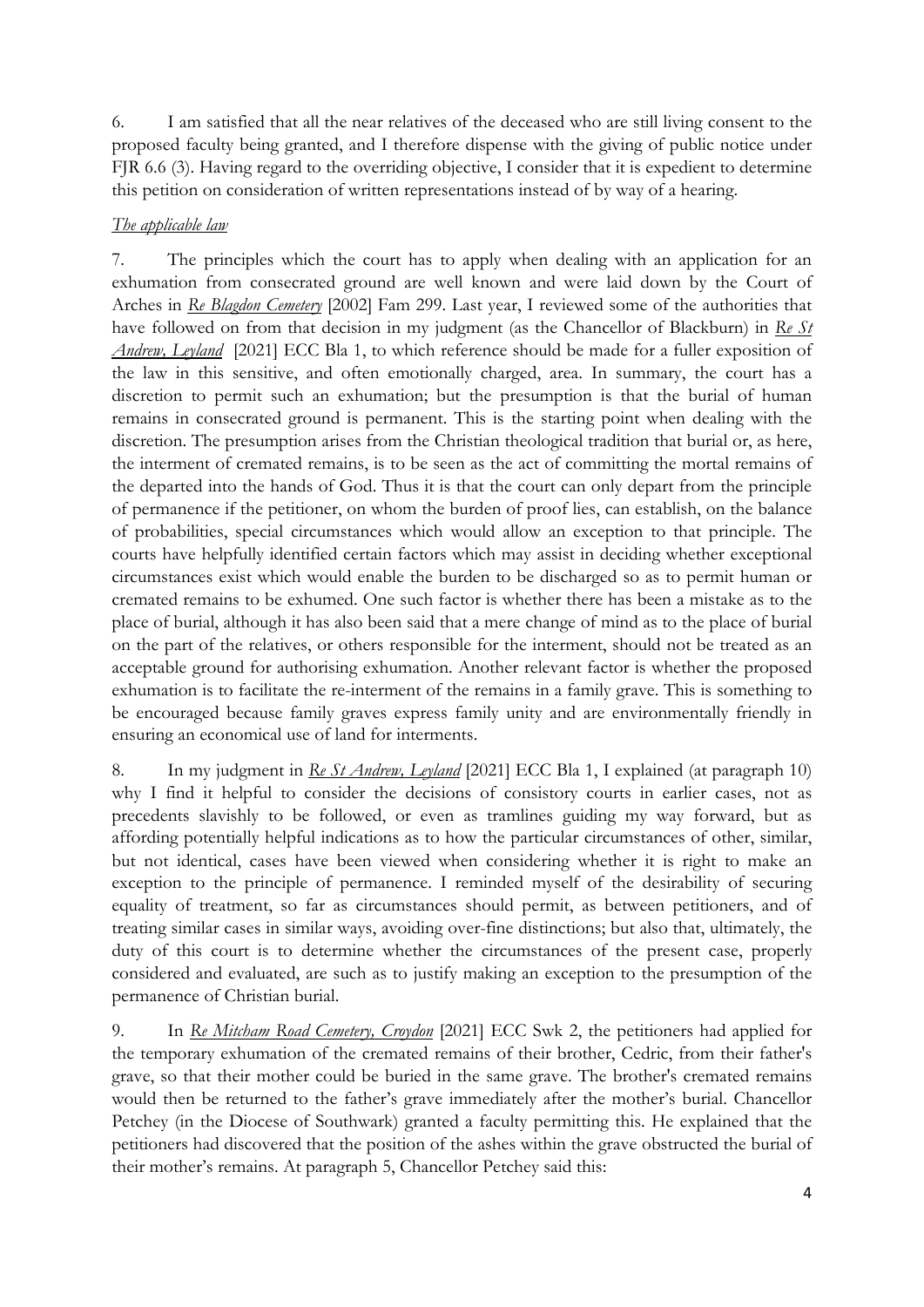6. I am satisfied that all the near relatives of the deceased who are still living consent to the proposed faculty being granted, and I therefore dispense with the giving of public notice under FJR 6.6 (3). Having regard to the overriding objective, I consider that it is expedient to determine this petition on consideration of written representations instead of by way of a hearing.

*The applicable law*

7. The principles which the court has to apply when dealing with an application for an exhumation from consecrated ground are well known and were laid down by the Court of Arches in *Re Blagdon Cemetery* [2002] Fam 299. Last year, I reviewed some of the authorities that have followed on from that decision in my judgment (as the Chancellor of Blackburn) in *Re St Andrew, Leyland* [2021] ECC Bla 1, to which reference should be made for a fuller exposition of the law in this sensitive, and often emotionally charged, area. In summary, the court has a discretion to permit such an exhumation; but the presumption is that the burial of human remains in consecrated ground is permanent. This is the starting point when dealing with the discretion. The presumption arises from the Christian theological tradition that burial or, as here, the interment of cremated remains, is to be seen as the act of committing the mortal remains of the departed into the hands of God. Thus it is that the court can only depart from the principle of permanence if the petitioner, on whom the burden of proof lies, can establish, on the balance of probabilities, special circumstances which would allow an exception to that principle. The courts have helpfully identified certain factors which may assist in deciding whether exceptional circumstances exist which would enable the burden to be discharged so as to permit human or cremated remains to be exhumed. One such factor is whether there has been a mistake as to the place of burial, although it has also been said that a mere change of mind as to the place of burial on the part of the relatives, or others responsible for the interment, should not be treated as an acceptable ground for authorising exhumation. Another relevant factor is whether the proposed exhumation is to facilitate the re-interment of the remains in a family grave. This is something to be encouraged because family graves express family unity and are environmentally friendly in ensuring an economical use of land for interments.

8. In my judgment in *Re St Andrew, Leyland* [2021] ECC Bla 1, I explained (at paragraph 10) why I find it helpful to consider the decisions of consistory courts in earlier cases, not as precedents slavishly to be followed, or even as tramlines guiding my way forward, but as affording potentially helpful indications as to how the particular circumstances of other, similar, but not identical, cases have been viewed when considering whether it is right to make an exception to the principle of permanence. I reminded myself of the desirability of securing equality of treatment, so far as circumstances should permit, as between petitioners, and of treating similar cases in similar ways, avoiding over-fine distinctions; but also that, ultimately, the duty of this court is to determine whether the circumstances of the present case, properly considered and evaluated, are such as to justify making an exception to the presumption of the permanence of Christian burial.

9. In *Re Mitcham Road Cemetery, Croydon* [2021] ECC Swk 2, the petitioners had applied for the temporary exhumation of the cremated remains of their brother, Cedric, from their father's grave, so that their mother could be buried in the same grave. The brother's cremated remains would then be returned to the father's grave immediately after the mother's burial. Chancellor Petchey (in the Diocese of Southwark) granted a faculty permitting this. He explained that the petitioners had discovered that the position of the ashes within the grave obstructed the burial of their mother's remains. At paragraph 5, Chancellor Petchey said this: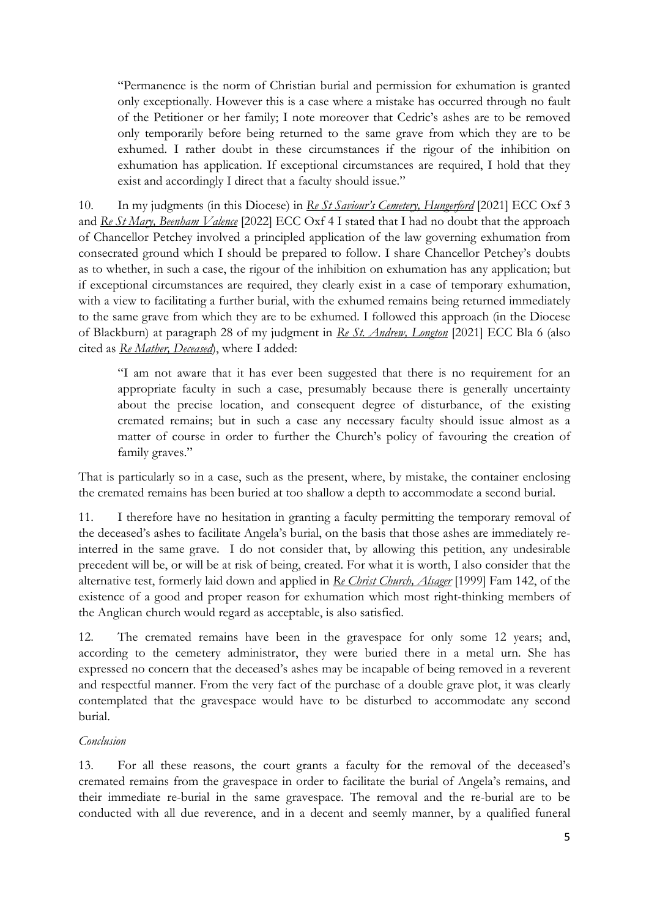> "Permanence is the norm of Christian burial and permission for exhumation is granted only exceptionally. However this is a case where a mistake has occurred through no fault of the Petitioner or her family; I note moreover that Cedric's ashes are to be removed only temporarily before being returned to the same grave from which they are to be exhumed. I rather doubt in these circumstances if the rigour of the inhibition on exhumation has application. If exceptional circumstances are required, I hold that they exist and accordingly I direct that a faculty should issue."

10. In my judgments (in this Diocese) in *Re St Saviour's Cemetery, Hungerford* [2021] ECC Oxf 3 and *Re St Mary, Beenham Valence* [2022] ECC Oxf 4 I stated that I had no doubt that the approach of Chancellor Petchey involved a principled application of the law governing exhumation from consecrated ground which I should be prepared to follow. I share Chancellor Petchey's doubts as to whether, in such a case, the rigour of the inhibition on exhumation has any application; but if exceptional circumstances are required, they clearly exist in a case of temporary exhumation, with a view to facilitating a further burial, with the exhumed remains being returned immediately to the same grave from which they are to be exhumed. I followed this approach (in the Diocese of Blackburn) at paragraph 28 of my judgment in *Re St. Andrew, Longton* [2021] ECC Bla 6 (also cited as *Re Mather, Deceased*), where I added:

> "I am not aware that it has ever been suggested that there is no requirement for an appropriate faculty in such a case, presumably because there is generally uncertainty about the precise location, and consequent degree of disturbance, of the existing cremated remains; but in such a case any necessary faculty should issue almost as a matter of course in order to further the Church's policy of favouring the creation of family graves."

That is particularly so in a case, such as the present, where, by mistake, the container enclosing the cremated remains has been buried at too shallow a depth to accommodate a second burial.

11. I therefore have no hesitation in granting a faculty permitting the temporary removal of the deceased's ashes to facilitate Angela's burial, on the basis that those ashes are immediately re-interred in the same grave. I do not consider that, by allowing this petition, any undesirable precedent will be, or will be at risk of being, created. For what it is worth, I also consider that the alternative test, formerly laid down and applied in *Re Christ Church, Alsager* [1999] Fam 142, of the existence of a good and proper reason for exhumation which most right-thinking members of the Anglican church would regard as acceptable, is also satisfied.

12. The cremated remains have been in the gravespace for only some 12 years; and, according to the cemetery administrator, they were buried there in a metal urn. She has expressed no concern that the deceased's ashes may be incapable of being removed in a reverent and respectful manner. From the very fact of the purchase of a double grave plot, it was clearly contemplated that the gravespace would have to be disturbed to accommodate any second burial.

*Conclusion*

13. For all these reasons, the court grants a faculty for the removal of the deceased's cremated remains from the gravespace in order to facilitate the burial of Angela's remains, and their immediate re-burial in the same gravespace. The removal and the re-burial are to be conducted with all due reverence, and in a decent and seemly manner, by a qualified funeral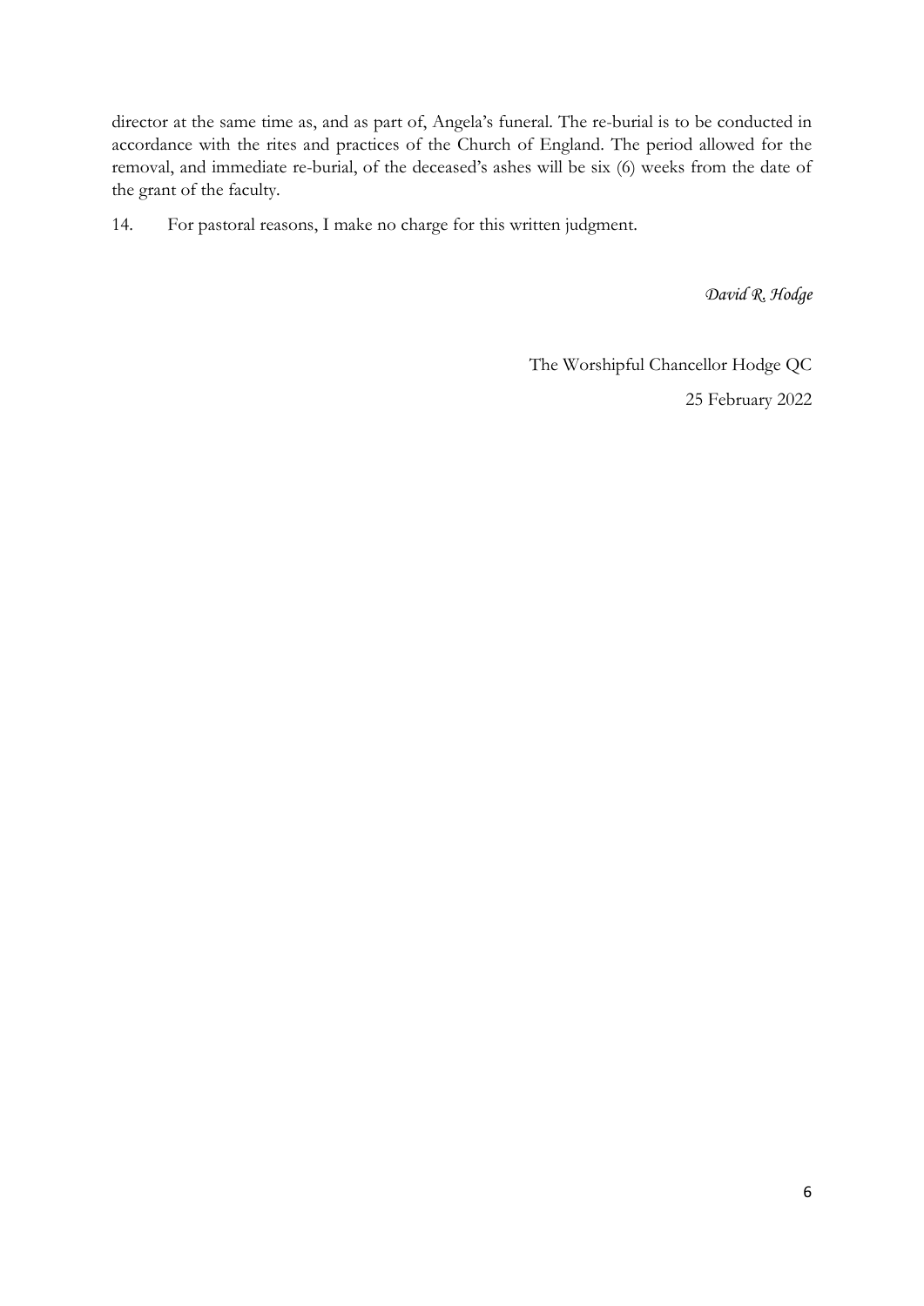director at the same time as, and as part of, Angela's funeral. The re-burial is to be conducted in accordance with the rites and practices of the Church of England. The period allowed for the removal, and immediate re-burial, of the deceased's ashes will be six (6) weeks from the date of the grant of the faculty.

14. For pastoral reasons, I make no charge for this written judgment.

*David R. Hodge*

The Worshipful Chancellor Hodge QC

25 February 2022